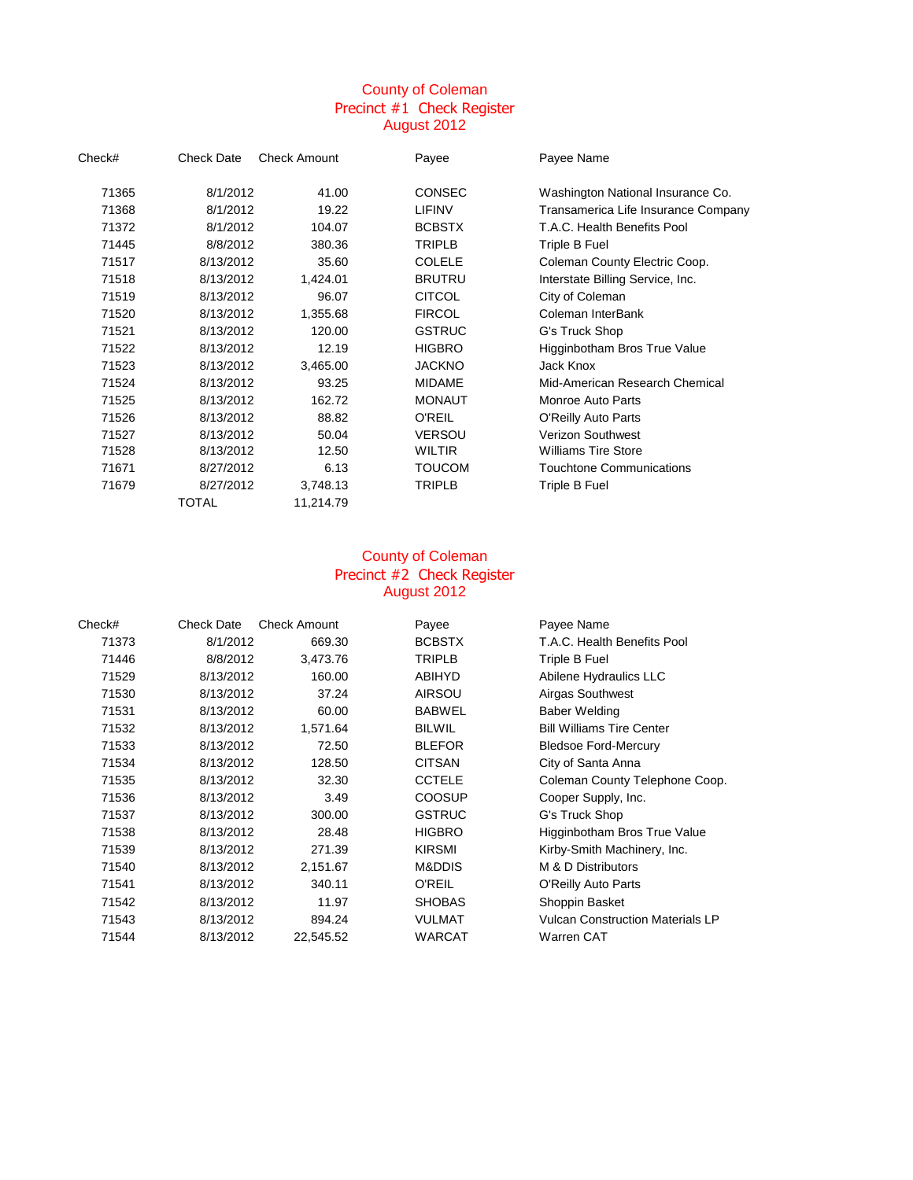# County of Coleman
## Precinct #1 Check Register
## August 2012

| Check# | Check Date | Check Amount | Payee | Payee Name |
|---|---|---|---|---|
| 71365 | 8/1/2012 | 41.00 | CONSEC | Washington National Insurance Co. |
| 71368 | 8/1/2012 | 19.22 | LIFINV | Transamerica Life Insurance Company |
| 71372 | 8/1/2012 | 104.07 | BCBSTX | T.A.C. Health Benefits Pool |
| 71445 | 8/8/2012 | 380.36 | TRIPLB | Triple B Fuel |
| 71517 | 8/13/2012 | 35.60 | COLELE | Coleman County Electric Coop. |
| 71518 | 8/13/2012 | 1,424.01 | BRUTRU | Interstate Billing Service, Inc. |
| 71519 | 8/13/2012 | 96.07 | CITCOL | City of Coleman |
| 71520 | 8/13/2012 | 1,355.68 | FIRCOL | Coleman InterBank |
| 71521 | 8/13/2012 | 120.00 | GSTRUC | G's Truck Shop |
| 71522 | 8/13/2012 | 12.19 | HIGBRO | Higginbotham Bros True Value |
| 71523 | 8/13/2012 | 3,465.00 | JACKNO | Jack Knox |
| 71524 | 8/13/2012 | 93.25 | MIDAME | Mid-American Research Chemical |
| 71525 | 8/13/2012 | 162.72 | MONAUT | Monroe Auto Parts |
| 71526 | 8/13/2012 | 88.82 | O'REIL | O'Reilly Auto Parts |
| 71527 | 8/13/2012 | 50.04 | VERSOU | Verizon Southwest |
| 71528 | 8/13/2012 | 12.50 | WILTIR | Williams Tire Store |
| 71671 | 8/27/2012 | 6.13 | TOUCOM | Touchtone Communications |
| 71679 | 8/27/2012 | 3,748.13 | TRIPLB | Triple B Fuel |
| | TOTAL | 11,214.79 | | |

# County of Coleman
## Precinct #2 Check Register
## August 2012

| Check# | Check Date | Check Amount | Payee | Payee Name |
|---|---|---|---|---|
| 71373 | 8/1/2012 | 669.30 | BCBSTX | T.A.C. Health Benefits Pool |
| 71446 | 8/8/2012 | 3,473.76 | TRIPLB | Triple B Fuel |
| 71529 | 8/13/2012 | 160.00 | ABIHYD | Abilene Hydraulics LLC |
| 71530 | 8/13/2012 | 37.24 | AIRSOU | Airgas Southwest |
| 71531 | 8/13/2012 | 60.00 | BABWEL | Baber Welding |
| 71532 | 8/13/2012 | 1,571.64 | BILWIL | Bill Williams Tire Center |
| 71533 | 8/13/2012 | 72.50 | BLEFOR | Bledsoe Ford-Mercury |
| 71534 | 8/13/2012 | 128.50 | CITSAN | City of Santa Anna |
| 71535 | 8/13/2012 | 32.30 | CCTELE | Coleman County Telephone Coop. |
| 71536 | 8/13/2012 | 3.49 | COOSUP | Cooper Supply, Inc. |
| 71537 | 8/13/2012 | 300.00 | GSTRUC | G's Truck Shop |
| 71538 | 8/13/2012 | 28.48 | HIGBRO | Higginbotham Bros True Value |
| 71539 | 8/13/2012 | 271.39 | KIRSMI | Kirby-Smith Machinery, Inc. |
| 71540 | 8/13/2012 | 2,151.67 | M&DDIS | M & D Distributors |
| 71541 | 8/13/2012 | 340.11 | O'REIL | O'Reilly Auto Parts |
| 71542 | 8/13/2012 | 11.97 | SHOBAS | Shoppin Basket |
| 71543 | 8/13/2012 | 894.24 | VULMAT | Vulcan Construction Materials LP |
| 71544 | 8/13/2012 | 22,545.52 | WARCAT | Warren CAT |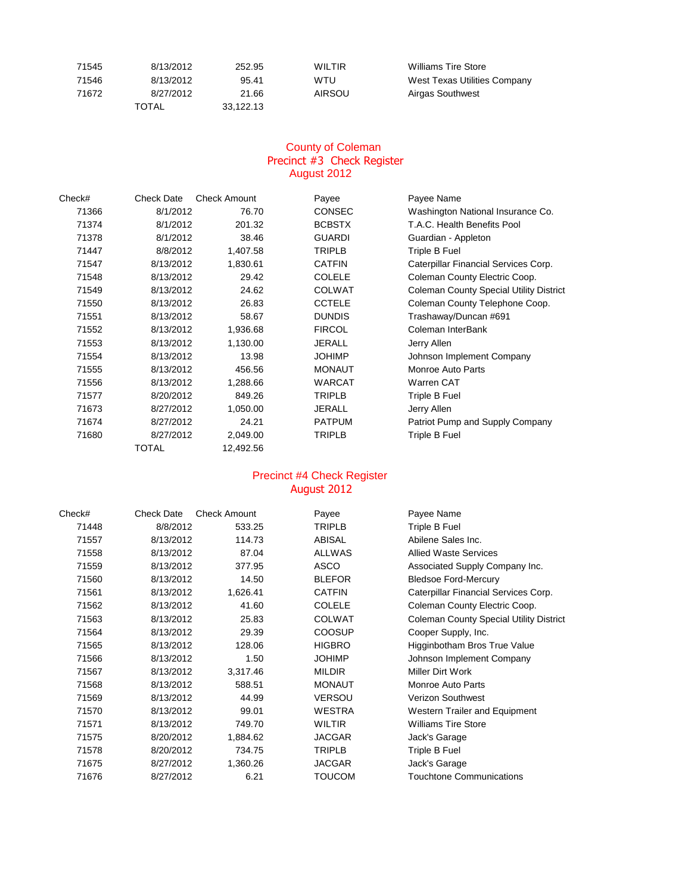| | | | | |
|---|---|---|---|---|
| 71545 | 8/13/2012 | 252.95 | WILTIR | Williams Tire Store |
| 71546 | 8/13/2012 | 95.41 | WTU | West Texas Utilities Company |
| 71672 | 8/27/2012 | 21.66 | AIRSOU | Airgas Southwest |
| | TOTAL | 33,122.13 | | |

## County of Coleman
## Precinct #3 Check Register
## August 2012

| Check# | Check Date | Check Amount | Payee | Payee Name |
|---|---|---|---|---|
| 71366 | 8/1/2012 | 76.70 | CONSEC | Washington National Insurance Co. |
| 71374 | 8/1/2012 | 201.32 | BCBSTX | T.A.C. Health Benefits Pool |
| 71378 | 8/1/2012 | 38.46 | GUARDI | Guardian - Appleton |
| 71447 | 8/8/2012 | 1,407.58 | TRIPLB | Triple B Fuel |
| 71547 | 8/13/2012 | 1,830.61 | CATFIN | Caterpillar Financial Services Corp. |
| 71548 | 8/13/2012 | 29.42 | COLELE | Coleman County Electric Coop. |
| 71549 | 8/13/2012 | 24.62 | COLWAT | Coleman County Special Utility District |
| 71550 | 8/13/2012 | 26.83 | CCTELE | Coleman County Telephone Coop. |
| 71551 | 8/13/2012 | 58.67 | DUNDIS | Trashaway/Duncan #691 |
| 71552 | 8/13/2012 | 1,936.68 | FIRCOL | Coleman InterBank |
| 71553 | 8/13/2012 | 1,130.00 | JERALL | Jerry Allen |
| 71554 | 8/13/2012 | 13.98 | JOHIMP | Johnson Implement Company |
| 71555 | 8/13/2012 | 456.56 | MONAUT | Monroe Auto Parts |
| 71556 | 8/13/2012 | 1,288.66 | WARCAT | Warren CAT |
| 71577 | 8/20/2012 | 849.26 | TRIPLB | Triple B Fuel |
| 71673 | 8/27/2012 | 1,050.00 | JERALL | Jerry Allen |
| 71674 | 8/27/2012 | 24.21 | PATPUM | Patriot Pump and Supply Company |
| 71680 | 8/27/2012 | 2,049.00 | TRIPLB | Triple B Fuel |
| | TOTAL | 12,492.56 | | |

## Precinct #4 Check Register
## August 2012

| Check# | Check Date | Check Amount | Payee | Payee Name |
|---|---|---|---|---|
| 71448 | 8/8/2012 | 533.25 | TRIPLB | Triple B Fuel |
| 71557 | 8/13/2012 | 114.73 | ABISAL | Abilene Sales Inc. |
| 71558 | 8/13/2012 | 87.04 | ALLWAS | Allied Waste Services |
| 71559 | 8/13/2012 | 377.95 | ASCO | Associated Supply Company Inc. |
| 71560 | 8/13/2012 | 14.50 | BLEFOR | Bledsoe Ford-Mercury |
| 71561 | 8/13/2012 | 1,626.41 | CATFIN | Caterpillar Financial Services Corp. |
| 71562 | 8/13/2012 | 41.60 | COLELE | Coleman County Electric Coop. |
| 71563 | 8/13/2012 | 25.83 | COLWAT | Coleman County Special Utility District |
| 71564 | 8/13/2012 | 29.39 | COOSUP | Cooper Supply, Inc. |
| 71565 | 8/13/2012 | 128.06 | HIGBRO | Higginbotham Bros True Value |
| 71566 | 8/13/2012 | 1.50 | JOHIMP | Johnson Implement Company |
| 71567 | 8/13/2012 | 3,317.46 | MILDIR | Miller Dirt Work |
| 71568 | 8/13/2012 | 588.51 | MONAUT | Monroe Auto Parts |
| 71569 | 8/13/2012 | 44.99 | VERSOU | Verizon Southwest |
| 71570 | 8/13/2012 | 99.01 | WESTRA | Western Trailer and Equipment |
| 71571 | 8/13/2012 | 749.70 | WILTIR | Williams Tire Store |
| 71575 | 8/20/2012 | 1,884.62 | JACGAR | Jack's Garage |
| 71578 | 8/20/2012 | 734.75 | TRIPLB | Triple B Fuel |
| 71675 | 8/27/2012 | 1,360.26 | JACGAR | Jack's Garage |
| 71676 | 8/27/2012 | 6.21 | TOUCOM | Touchtone Communications |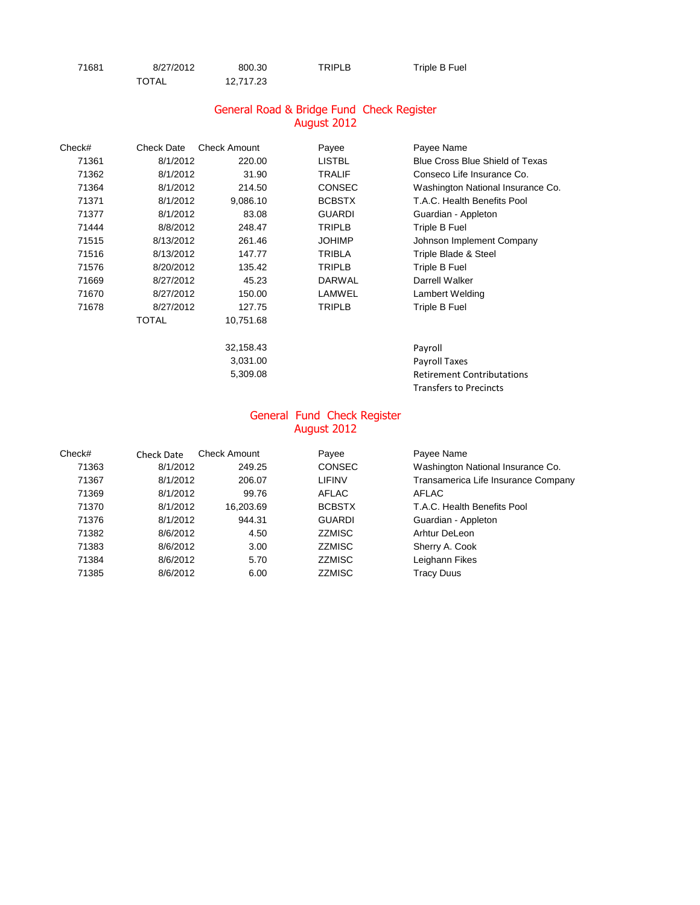| | | | | |
|---|---|---|---|---|
| 71681 | 8/27/2012 | 800.30 | TRIPLB | Triple B Fuel |
| | TOTAL | 12,717.23 | | |

## General Road & Bridge Fund Check Register
## August 2012

| Check# | Check Date | Check Amount | Payee | Payee Name |
|---|---|---|---|---|
| 71361 | 8/1/2012 | 220.00 | LISTBL | Blue Cross Blue Shield of Texas |
| 71362 | 8/1/2012 | 31.90 | TRALIF | Conseco Life Insurance Co. |
| 71364 | 8/1/2012 | 214.50 | CONSEC | Washington National Insurance Co. |
| 71371 | 8/1/2012 | 9,086.10 | BCBSTX | T.A.C. Health Benefits Pool |
| 71377 | 8/1/2012 | 83.08 | GUARDI | Guardian - Appleton |
| 71444 | 8/8/2012 | 248.47 | TRIPLB | Triple B Fuel |
| 71515 | 8/13/2012 | 261.46 | JOHIMP | Johnson Implement Company |
| 71516 | 8/13/2012 | 147.77 | TRIBLA | Triple Blade & Steel |
| 71576 | 8/20/2012 | 135.42 | TRIPLB | Triple B Fuel |
| 71669 | 8/27/2012 | 45.23 | DARWAL | Darrell Walker |
| 71670 | 8/27/2012 | 150.00 | LAMWEL | Lambert Welding |
| 71678 | 8/27/2012 | 127.75 | TRIPLB | Triple B Fuel |
| | TOTAL | 10,751.68 | | |
| | | 32,158.43 | | Payroll |
| | | 3,031.00 | | Payroll Taxes |
| | | 5,309.08 | | Retirement Contributations |
| | | | | Transfers to Precincts |

## General Fund Check Register
## August 2012

| Check# | Check Date | Check Amount | Payee | Payee Name |
|---|---|---|---|---|
| 71363 | 8/1/2012 | 249.25 | CONSEC | Washington National Insurance Co. |
| 71367 | 8/1/2012 | 206.07 | LIFINV | Transamerica Life Insurance Company |
| 71369 | 8/1/2012 | 99.76 | AFLAC | AFLAC |
| 71370 | 8/1/2012 | 16,203.69 | BCBSTX | T.A.C. Health Benefits Pool |
| 71376 | 8/1/2012 | 944.31 | GUARDI | Guardian - Appleton |
| 71382 | 8/6/2012 | 4.50 | ZZMISC | Arhtur DeLeon |
| 71383 | 8/6/2012 | 3.00 | ZZMISC | Sherry A. Cook |
| 71384 | 8/6/2012 | 5.70 | ZZMISC | Leighann Fikes |
| 71385 | 8/6/2012 | 6.00 | ZZMISC | Tracy Duus |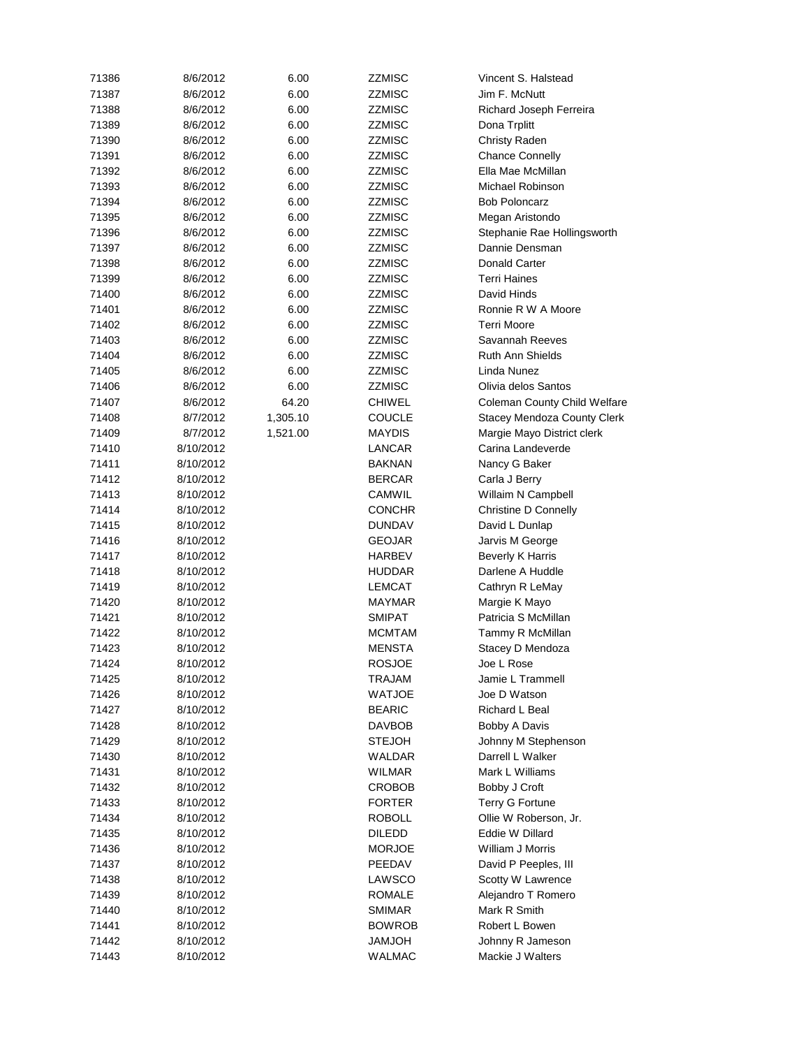| | | | | |
|---|---|---|---|---|
| 71386 | 8/6/2012 | 6.00 | ZZMISC | Vincent S. Halstead |
| 71387 | 8/6/2012 | 6.00 | ZZMISC | Jim F. McNutt |
| 71388 | 8/6/2012 | 6.00 | ZZMISC | Richard Joseph Ferreira |
| 71389 | 8/6/2012 | 6.00 | ZZMISC | Dona Trplitt |
| 71390 | 8/6/2012 | 6.00 | ZZMISC | Christy Raden |
| 71391 | 8/6/2012 | 6.00 | ZZMISC | Chance Connelly |
| 71392 | 8/6/2012 | 6.00 | ZZMISC | Ella Mae McMillan |
| 71393 | 8/6/2012 | 6.00 | ZZMISC | Michael Robinson |
| 71394 | 8/6/2012 | 6.00 | ZZMISC | Bob Poloncarz |
| 71395 | 8/6/2012 | 6.00 | ZZMISC | Megan Aristondo |
| 71396 | 8/6/2012 | 6.00 | ZZMISC | Stephanie Rae Hollingsworth |
| 71397 | 8/6/2012 | 6.00 | ZZMISC | Dannie Densman |
| 71398 | 8/6/2012 | 6.00 | ZZMISC | Donald Carter |
| 71399 | 8/6/2012 | 6.00 | ZZMISC | Terri Haines |
| 71400 | 8/6/2012 | 6.00 | ZZMISC | David Hinds |
| 71401 | 8/6/2012 | 6.00 | ZZMISC | Ronnie R W A Moore |
| 71402 | 8/6/2012 | 6.00 | ZZMISC | Terri Moore |
| 71403 | 8/6/2012 | 6.00 | ZZMISC | Savannah Reeves |
| 71404 | 8/6/2012 | 6.00 | ZZMISC | Ruth Ann Shields |
| 71405 | 8/6/2012 | 6.00 | ZZMISC | Linda Nunez |
| 71406 | 8/6/2012 | 6.00 | ZZMISC | Olivia delos Santos |
| 71407 | 8/6/2012 | 64.20 | CHIWEL | Coleman County Child Welfare |
| 71408 | 8/7/2012 | 1,305.10 | COUCLE | Stacey Mendoza County Clerk |
| 71409 | 8/7/2012 | 1,521.00 | MAYDIS | Margie Mayo District clerk |
| 71410 | 8/10/2012 | | LANCAR | Carina Landeverde |
| 71411 | 8/10/2012 | | BAKNAN | Nancy G Baker |
| 71412 | 8/10/2012 | | BERCAR | Carla J Berry |
| 71413 | 8/10/2012 | | CAMWIL | Willaim N Campbell |
| 71414 | 8/10/2012 | | CONCHR | Christine D Connelly |
| 71415 | 8/10/2012 | | DUNDAV | David L Dunlap |
| 71416 | 8/10/2012 | | GEOJAR | Jarvis M George |
| 71417 | 8/10/2012 | | HARBEV | Beverly K Harris |
| 71418 | 8/10/2012 | | HUDDAR | Darlene A Huddle |
| 71419 | 8/10/2012 | | LEMCAT | Cathryn R LeMay |
| 71420 | 8/10/2012 | | MAYMAR | Margie K Mayo |
| 71421 | 8/10/2012 | | SMIPAT | Patricia S McMillan |
| 71422 | 8/10/2012 | | MCMTAM | Tammy R McMillan |
| 71423 | 8/10/2012 | | MENSTA | Stacey D Mendoza |
| 71424 | 8/10/2012 | | ROSJOE | Joe L Rose |
| 71425 | 8/10/2012 | | TRAJAM | Jamie L Trammell |
| 71426 | 8/10/2012 | | WATJOE | Joe D Watson |
| 71427 | 8/10/2012 | | BEARIC | Richard L Beal |
| 71428 | 8/10/2012 | | DAVBOB | Bobby A Davis |
| 71429 | 8/10/2012 | | STEJOH | Johnny M Stephenson |
| 71430 | 8/10/2012 | | WALDAR | Darrell L Walker |
| 71431 | 8/10/2012 | | WILMAR | Mark L Williams |
| 71432 | 8/10/2012 | | CROBOB | Bobby J Croft |
| 71433 | 8/10/2012 | | FORTER | Terry G Fortune |
| 71434 | 8/10/2012 | | ROBOLL | Ollie W Roberson, Jr. |
| 71435 | 8/10/2012 | | DILEDD | Eddie W Dillard |
| 71436 | 8/10/2012 | | MORJOE | William J Morris |
| 71437 | 8/10/2012 | | PEEDAV | David P Peeples, III |
| 71438 | 8/10/2012 | | LAWSCO | Scotty W Lawrence |
| 71439 | 8/10/2012 | | ROMALE | Alejandro T Romero |
| 71440 | 8/10/2012 | | SMIMAR | Mark R Smith |
| 71441 | 8/10/2012 | | BOWROB | Robert L Bowen |
| 71442 | 8/10/2012 | | JAMJOH | Johnny R Jameson |
| 71443 | 8/10/2012 | | WALMAC | Mackie J Walters |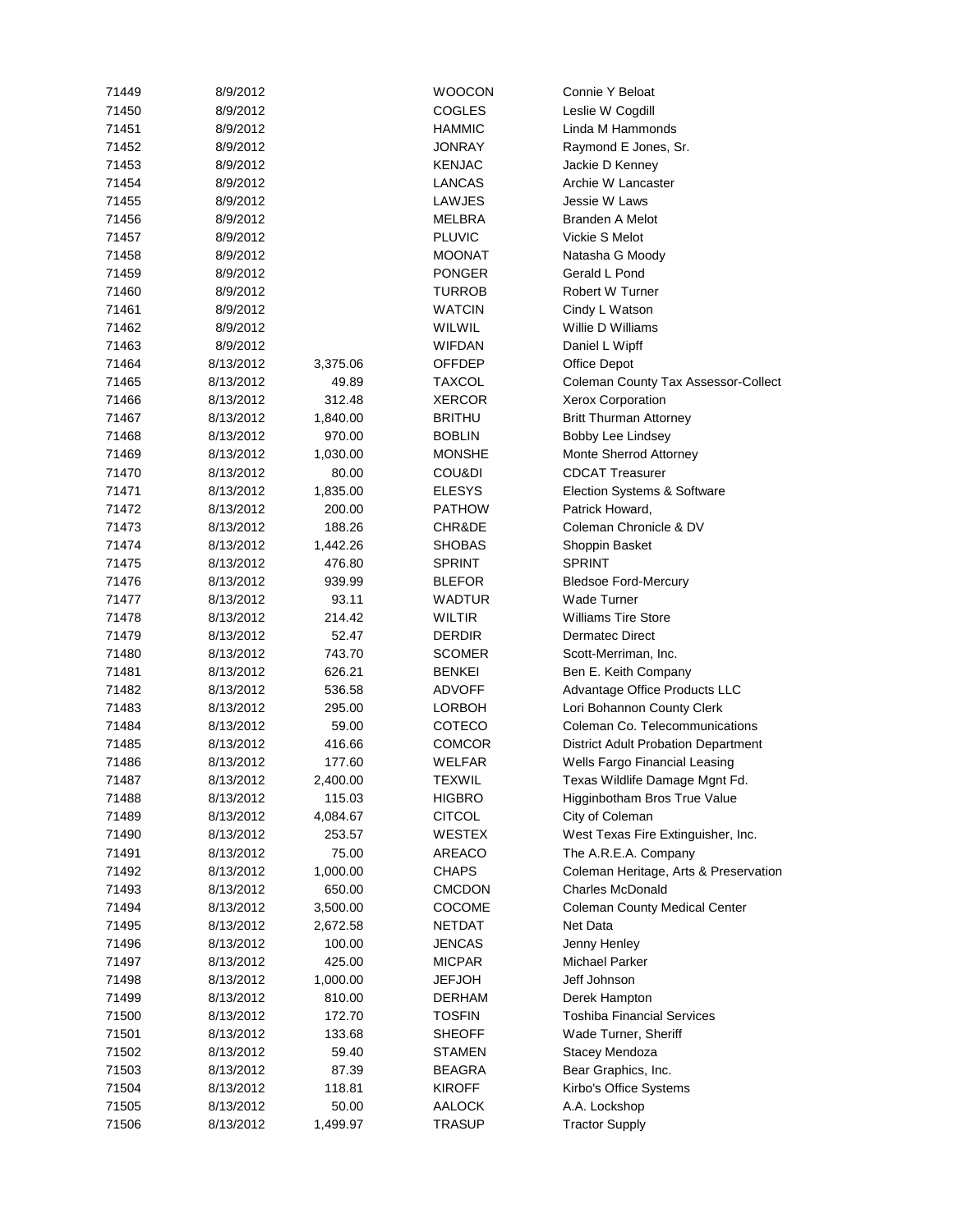| | | | | |
|---|---|---|---|---|
| 71449 | 8/9/2012 | | WOOCON | Connie Y Beloat |
| 71450 | 8/9/2012 | | COGLES | Leslie W Cogdill |
| 71451 | 8/9/2012 | | HAMMIC | Linda M Hammonds |
| 71452 | 8/9/2012 | | JONRAY | Raymond E Jones, Sr. |
| 71453 | 8/9/2012 | | KENJAC | Jackie D Kenney |
| 71454 | 8/9/2012 | | LANCAS | Archie W Lancaster |
| 71455 | 8/9/2012 | | LAWJES | Jessie W Laws |
| 71456 | 8/9/2012 | | MELBRA | Branden A Melot |
| 71457 | 8/9/2012 | | PLUVIC | Vickie S Melot |
| 71458 | 8/9/2012 | | MOONAT | Natasha G Moody |
| 71459 | 8/9/2012 | | PONGER | Gerald L Pond |
| 71460 | 8/9/2012 | | TURROB | Robert W Turner |
| 71461 | 8/9/2012 | | WATCIN | Cindy L Watson |
| 71462 | 8/9/2012 | | WILWIL | Willie D Williams |
| 71463 | 8/9/2012 | | WIFDAN | Daniel L Wipff |
| 71464 | 8/13/2012 | 3,375.06 | OFFDEP | Office Depot |
| 71465 | 8/13/2012 | 49.89 | TAXCOL | Coleman County Tax Assessor-Collect |
| 71466 | 8/13/2012 | 312.48 | XERCOR | Xerox Corporation |
| 71467 | 8/13/2012 | 1,840.00 | BRITHU | Britt Thurman Attorney |
| 71468 | 8/13/2012 | 970.00 | BOBLIN | Bobby Lee Lindsey |
| 71469 | 8/13/2012 | 1,030.00 | MONSHE | Monte Sherrod Attorney |
| 71470 | 8/13/2012 | 80.00 | COU&DI | CDCAT Treasurer |
| 71471 | 8/13/2012 | 1,835.00 | ELESYS | Election Systems & Software |
| 71472 | 8/13/2012 | 200.00 | PATHOW | Patrick Howard, |
| 71473 | 8/13/2012 | 188.26 | CHR&DE | Coleman Chronicle & DV |
| 71474 | 8/13/2012 | 1,442.26 | SHOBAS | Shoppin Basket |
| 71475 | 8/13/2012 | 476.80 | SPRINT | SPRINT |
| 71476 | 8/13/2012 | 939.99 | BLEFOR | Bledsoe Ford-Mercury |
| 71477 | 8/13/2012 | 93.11 | WADTUR | Wade Turner |
| 71478 | 8/13/2012 | 214.42 | WILTIR | Williams Tire Store |
| 71479 | 8/13/2012 | 52.47 | DERDIR | Dermatec Direct |
| 71480 | 8/13/2012 | 743.70 | SCOMER | Scott-Merriman, Inc. |
| 71481 | 8/13/2012 | 626.21 | BENKEI | Ben E. Keith Company |
| 71482 | 8/13/2012 | 536.58 | ADVOFF | Advantage Office Products LLC |
| 71483 | 8/13/2012 | 295.00 | LORBOH | Lori Bohannon County Clerk |
| 71484 | 8/13/2012 | 59.00 | COTECO | Coleman Co. Telecommunications |
| 71485 | 8/13/2012 | 416.66 | COMCOR | District Adult Probation Department |
| 71486 | 8/13/2012 | 177.60 | WELFAR | Wells Fargo Financial Leasing |
| 71487 | 8/13/2012 | 2,400.00 | TEXWIL | Texas Wildlife Damage Mgnt Fd. |
| 71488 | 8/13/2012 | 115.03 | HIGBRO | Higginbotham Bros True Value |
| 71489 | 8/13/2012 | 4,084.67 | CITCOL | City of Coleman |
| 71490 | 8/13/2012 | 253.57 | WESTEX | West Texas Fire Extinguisher, Inc. |
| 71491 | 8/13/2012 | 75.00 | AREACO | The A.R.E.A. Company |
| 71492 | 8/13/2012 | 1,000.00 | CHAPS | Coleman Heritage, Arts & Preservation |
| 71493 | 8/13/2012 | 650.00 | CMCDON | Charles McDonald |
| 71494 | 8/13/2012 | 3,500.00 | COCOME | Coleman County Medical Center |
| 71495 | 8/13/2012 | 2,672.58 | NETDAT | Net Data |
| 71496 | 8/13/2012 | 100.00 | JENCAS | Jenny Henley |
| 71497 | 8/13/2012 | 425.00 | MICPAR | Michael Parker |
| 71498 | 8/13/2012 | 1,000.00 | JEFJOH | Jeff Johnson |
| 71499 | 8/13/2012 | 810.00 | DERHAM | Derek Hampton |
| 71500 | 8/13/2012 | 172.70 | TOSFIN | Toshiba Financial Services |
| 71501 | 8/13/2012 | 133.68 | SHEOFF | Wade Turner, Sheriff |
| 71502 | 8/13/2012 | 59.40 | STAMEN | Stacey Mendoza |
| 71503 | 8/13/2012 | 87.39 | BEAGRA | Bear Graphics, Inc. |
| 71504 | 8/13/2012 | 118.81 | KIROFF | Kirbo's Office Systems |
| 71505 | 8/13/2012 | 50.00 | AALOCK | A.A. Lockshop |
| 71506 | 8/13/2012 | 1,499.97 | TRASUP | Tractor Supply |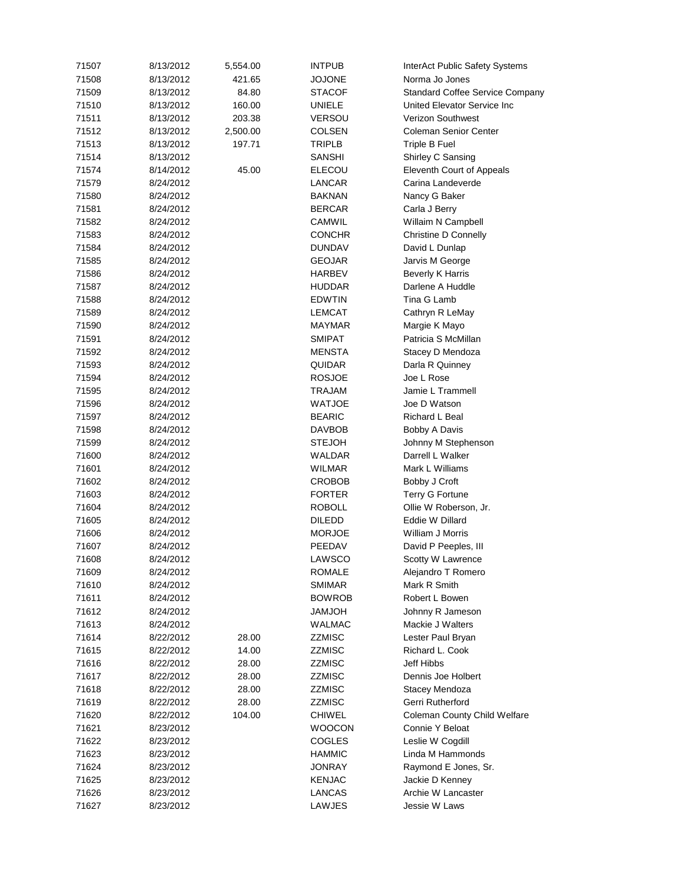| | | | | |
|---|---|---|---|---|
| 71507 | 8/13/2012 | 5,554.00 | INTPUB | InterAct Public Safety Systems |
| 71508 | 8/13/2012 | 421.65 | JOJONE | Norma Jo Jones |
| 71509 | 8/13/2012 | 84.80 | STACOF | Standard Coffee Service Company |
| 71510 | 8/13/2012 | 160.00 | UNIELE | United Elevator Service Inc |
| 71511 | 8/13/2012 | 203.38 | VERSOU | Verizon Southwest |
| 71512 | 8/13/2012 | 2,500.00 | COLSEN | Coleman Senior Center |
| 71513 | 8/13/2012 | 197.71 | TRIPLB | Triple B Fuel |
| 71514 | 8/13/2012 | | SANSHI | Shirley C Sansing |
| 71574 | 8/14/2012 | 45.00 | ELECOU | Eleventh Court of Appeals |
| 71579 | 8/24/2012 | | LANCAR | Carina Landeverde |
| 71580 | 8/24/2012 | | BAKNAN | Nancy G Baker |
| 71581 | 8/24/2012 | | BERCAR | Carla J Berry |
| 71582 | 8/24/2012 | | CAMWIL | Willaim N Campbell |
| 71583 | 8/24/2012 | | CONCHR | Christine D Connelly |
| 71584 | 8/24/2012 | | DUNDAV | David L Dunlap |
| 71585 | 8/24/2012 | | GEOJAR | Jarvis M George |
| 71586 | 8/24/2012 | | HARBEV | Beverly K Harris |
| 71587 | 8/24/2012 | | HUDDAR | Darlene A Huddle |
| 71588 | 8/24/2012 | | EDWTIN | Tina G Lamb |
| 71589 | 8/24/2012 | | LEMCAT | Cathryn R LeMay |
| 71590 | 8/24/2012 | | MAYMAR | Margie K Mayo |
| 71591 | 8/24/2012 | | SMIPAT | Patricia S McMillan |
| 71592 | 8/24/2012 | | MENSTA | Stacey D Mendoza |
| 71593 | 8/24/2012 | | QUIDAR | Darla R Quinney |
| 71594 | 8/24/2012 | | ROSJOE | Joe L Rose |
| 71595 | 8/24/2012 | | TRAJAM | Jamie L Trammell |
| 71596 | 8/24/2012 | | WATJOE | Joe D Watson |
| 71597 | 8/24/2012 | | BEARIC | Richard L Beal |
| 71598 | 8/24/2012 | | DAVBOB | Bobby A Davis |
| 71599 | 8/24/2012 | | STEJOH | Johnny M Stephenson |
| 71600 | 8/24/2012 | | WALDAR | Darrell L Walker |
| 71601 | 8/24/2012 | | WILMAR | Mark L Williams |
| 71602 | 8/24/2012 | | CROBOB | Bobby J Croft |
| 71603 | 8/24/2012 | | FORTER | Terry G Fortune |
| 71604 | 8/24/2012 | | ROBOLL | Ollie W Roberson, Jr. |
| 71605 | 8/24/2012 | | DILEDD | Eddie W Dillard |
| 71606 | 8/24/2012 | | MORJOE | William J Morris |
| 71607 | 8/24/2012 | | PEEDAV | David P Peeples, III |
| 71608 | 8/24/2012 | | LAWSCO | Scotty W Lawrence |
| 71609 | 8/24/2012 | | ROMALE | Alejandro T Romero |
| 71610 | 8/24/2012 | | SMIMAR | Mark R Smith |
| 71611 | 8/24/2012 | | BOWROB | Robert L Bowen |
| 71612 | 8/24/2012 | | JAMJOH | Johnny R Jameson |
| 71613 | 8/24/2012 | | WALMAC | Mackie J Walters |
| 71614 | 8/22/2012 | 28.00 | ZZMISC | Lester Paul Bryan |
| 71615 | 8/22/2012 | 14.00 | ZZMISC | Richard L. Cook |
| 71616 | 8/22/2012 | 28.00 | ZZMISC | Jeff Hibbs |
| 71617 | 8/22/2012 | 28.00 | ZZMISC | Dennis Joe Holbert |
| 71618 | 8/22/2012 | 28.00 | ZZMISC | Stacey Mendoza |
| 71619 | 8/22/2012 | 28.00 | ZZMISC | Gerri Rutherford |
| 71620 | 8/22/2012 | 104.00 | CHIWEL | Coleman County Child Welfare |
| 71621 | 8/23/2012 | | WOOCON | Connie Y Beloat |
| 71622 | 8/23/2012 | | COGLES | Leslie W Cogdill |
| 71623 | 8/23/2012 | | HAMMIC | Linda M Hammonds |
| 71624 | 8/23/2012 | | JONRAY | Raymond E Jones, Sr. |
| 71625 | 8/23/2012 | | KENJAC | Jackie D Kenney |
| 71626 | 8/23/2012 | | LANCAS | Archie W Lancaster |
| 71627 | 8/23/2012 | | LAWJES | Jessie W Laws |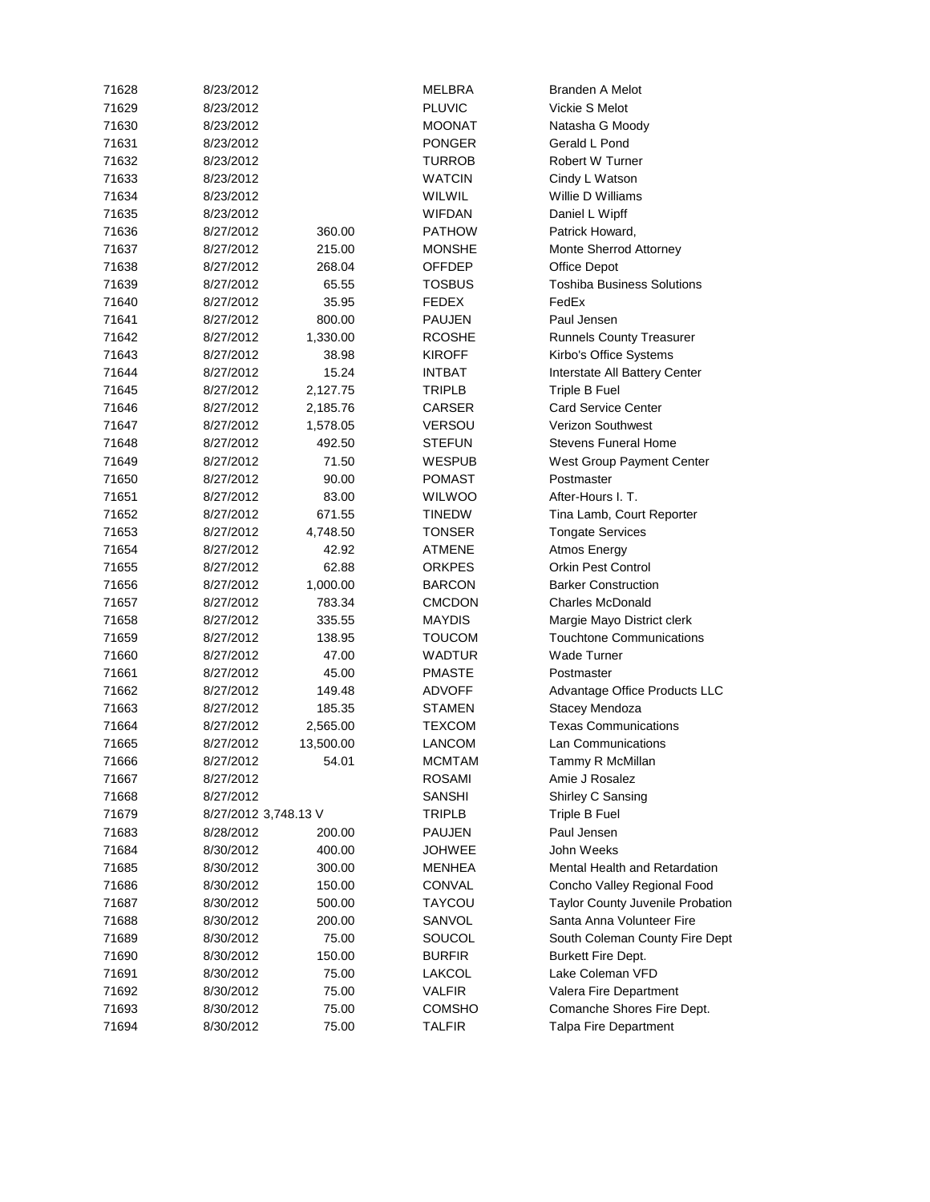| | | | | |
|---|---|---|---|---|
| 71628 | 8/23/2012 | | MELBRA | Branden A Melot |
| 71629 | 8/23/2012 | | PLUVIC | Vickie S Melot |
| 71630 | 8/23/2012 | | MOONAT | Natasha G Moody |
| 71631 | 8/23/2012 | | PONGER | Gerald L Pond |
| 71632 | 8/23/2012 | | TURROB | Robert W Turner |
| 71633 | 8/23/2012 | | WATCIN | Cindy L Watson |
| 71634 | 8/23/2012 | | WILWIL | Willie D Williams |
| 71635 | 8/23/2012 | | WIFDAN | Daniel L Wipff |
| 71636 | 8/27/2012 | 360.00 | PATHOW | Patrick Howard, |
| 71637 | 8/27/2012 | 215.00 | MONSHE | Monte Sherrod Attorney |
| 71638 | 8/27/2012 | 268.04 | OFFDEP | Office Depot |
| 71639 | 8/27/2012 | 65.55 | TOSBUS | Toshiba Business Solutions |
| 71640 | 8/27/2012 | 35.95 | FEDEX | FedEx |
| 71641 | 8/27/2012 | 800.00 | PAUJEN | Paul Jensen |
| 71642 | 8/27/2012 | 1,330.00 | RCOSHE | Runnels County Treasurer |
| 71643 | 8/27/2012 | 38.98 | KIROFF | Kirbo's Office Systems |
| 71644 | 8/27/2012 | 15.24 | INTBAT | Interstate All Battery Center |
| 71645 | 8/27/2012 | 2,127.75 | TRIPLB | Triple B Fuel |
| 71646 | 8/27/2012 | 2,185.76 | CARSER | Card Service Center |
| 71647 | 8/27/2012 | 1,578.05 | VERSOU | Verizon Southwest |
| 71648 | 8/27/2012 | 492.50 | STEFUN | Stevens Funeral Home |
| 71649 | 8/27/2012 | 71.50 | WESPUB | West Group Payment Center |
| 71650 | 8/27/2012 | 90.00 | POMAST | Postmaster |
| 71651 | 8/27/2012 | 83.00 | WILWOO | After-Hours I. T. |
| 71652 | 8/27/2012 | 671.55 | TINEDW | Tina Lamb, Court Reporter |
| 71653 | 8/27/2012 | 4,748.50 | TONSER | Tongate Services |
| 71654 | 8/27/2012 | 42.92 | ATMENE | Atmos Energy |
| 71655 | 8/27/2012 | 62.88 | ORKPES | Orkin Pest Control |
| 71656 | 8/27/2012 | 1,000.00 | BARCON | Barker Construction |
| 71657 | 8/27/2012 | 783.34 | CMCDON | Charles McDonald |
| 71658 | 8/27/2012 | 335.55 | MAYDIS | Margie Mayo District clerk |
| 71659 | 8/27/2012 | 138.95 | TOUCOM | Touchtone Communications |
| 71660 | 8/27/2012 | 47.00 | WADTUR | Wade Turner |
| 71661 | 8/27/2012 | 45.00 | PMASTE | Postmaster |
| 71662 | 8/27/2012 | 149.48 | ADVOFF | Advantage Office Products LLC |
| 71663 | 8/27/2012 | 185.35 | STAMEN | Stacey Mendoza |
| 71664 | 8/27/2012 | 2,565.00 | TEXCOM | Texas Communications |
| 71665 | 8/27/2012 | 13,500.00 | LANCOM | Lan Communications |
| 71666 | 8/27/2012 | 54.01 | MCMTAM | Tammy R McMillan |
| 71667 | 8/27/2012 | | ROSAMI | Amie J Rosalez |
| 71668 | 8/27/2012 | | SANSHI | Shirley C Sansing |
| 71679 | 8/27/2012 | 3,748.13 V | TRIPLB | Triple B Fuel |
| 71683 | 8/28/2012 | 200.00 | PAUJEN | Paul Jensen |
| 71684 | 8/30/2012 | 400.00 | JOHWEE | John Weeks |
| 71685 | 8/30/2012 | 300.00 | MENHEA | Mental Health and Retardation |
| 71686 | 8/30/2012 | 150.00 | CONVAL | Concho Valley Regional Food |
| 71687 | 8/30/2012 | 500.00 | TAYCOU | Taylor County Juvenile Probation |
| 71688 | 8/30/2012 | 200.00 | SANVOL | Santa Anna Volunteer Fire |
| 71689 | 8/30/2012 | 75.00 | SOUCOL | South Coleman County Fire Dept |
| 71690 | 8/30/2012 | 150.00 | BURFIR | Burkett Fire Dept. |
| 71691 | 8/30/2012 | 75.00 | LAKCOL | Lake Coleman VFD |
| 71692 | 8/30/2012 | 75.00 | VALFIR | Valera Fire Department |
| 71693 | 8/30/2012 | 75.00 | COMSHO | Comanche Shores Fire Dept. |
| 71694 | 8/30/2012 | 75.00 | TALFIR | Talpa Fire Department |